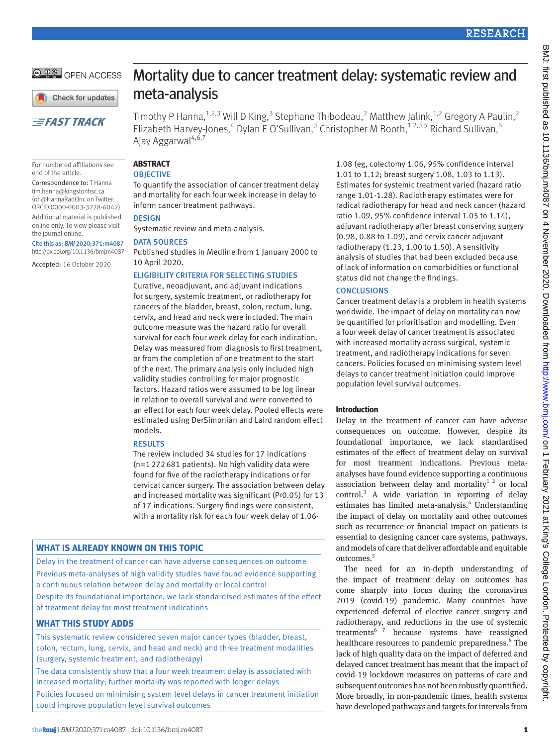# Mortality due to cancer treatment delay: systematic review and meta-analysis

Timothy P Hanna,[1,2,3] Will D King,[3] Stephanie Thibodeau,[2] Matthew Jalink,[1,2] Gregory A Paulin,[2] Elizabeth Harvey-Jones,[4] Dylan E O'Sullivan,[3] Christopher M Booth,[1,2,3,5] Richard Sullivan,[6] Ajay Aggarwal[4,6,7]

For numbered affiliations see end of the article.

Correspondence to: T Hanna tim.hanna@kingstonhsc.ca (or @HannaRadOnc on Twitter: ORCID 0000-0003-3228-6042)

Additional material is published online only. To view please visit the journal online.

Cite this as: *BMJ* 2020;371:m4087 http://dx.doi.org/10.1136/bmj.m4087

Accepted: 16 October 2020

## ABSTRACT

### OBJECTIVE

To quantify the association of cancer treatment delay and mortality for each four week increase in delay to inform cancer treatment pathways.

### DESIGN

Systematic review and meta-analysis.

### DATA SOURCES

Published studies in Medline from 1 January 2000 to 10 April 2020.

### ELIGIBILITY CRITERIA FOR SELECTING STUDIES

Curative, neoadjuvant, and adjuvant indications for surgery, systemic treatment, or radiotherapy for cancers of the bladder, breast, colon, rectum, lung, cervix, and head and neck were included. The main outcome measure was the hazard ratio for overall survival for each four week delay for each indication. Delay was measured from diagnosis to first treatment, or from the completion of one treatment to the start of the next. The primary analysis only included high validity studies controlling for major prognostic factors. Hazard ratios were assumed to be log linear in relation to overall survival and were converted to an effect for each four week delay. Pooled effects were estimated using DerSimonian and Laird random effect models.

### RESULTS

The review included 34 studies for 17 indications (n=1 272 681 patients). No high validity data were found for five of the radiotherapy indications or for cervical cancer surgery. The association between delay and increased mortality was significant (P<0.05) for 13 of 17 indications. Surgery findings were consistent, with a mortality risk for each four week delay of 1.06-1.08 (eg, colectomy 1.06, 95% confidence interval 1.01 to 1.12; breast surgery 1.08, 1.03 to 1.13). Estimates for systemic treatment varied (hazard ratio range 1.01-1.28). Radiotherapy estimates were for radical radiotherapy for head and neck cancer (hazard ratio 1.09, 95% confidence interval 1.05 to 1.14), adjuvant radiotherapy after breast conserving surgery (0.98, 0.88 to 1.09), and cervix cancer adjuvant radiotherapy (1.23, 1.00 to 1.50). A sensitivity analysis of studies that had been excluded because of lack of information on comorbidities or functional status did not change the findings.

### CONCLUSIONS

Cancer treatment delay is a problem in health systems worldwide. The impact of delay on mortality can now be quantified for prioritisation and modelling. Even a four week delay of cancer treatment is associated with increased mortality across surgical, systemic treatment, and radiotherapy indications for seven cancers. Policies focused on minimising system level delays to cancer treatment initiation could improve population level survival outcomes.

### WHAT IS ALREADY KNOWN ON THIS TOPIC

Delay in the treatment of cancer can have adverse consequences on outcome

Previous meta-analyses of high validity studies have found evidence supporting a continuous relation between delay and mortality or local control

Despite its foundational importance, we lack standardised estimates of the effect of treatment delay for most treatment indications

### WHAT THIS STUDY ADDS

This systematic review considered seven major cancer types (bladder, breast, colon, rectum, lung, cervix, and head and neck) and three treatment modalities (surgery, systemic treatment, and radiotherapy)

The data consistently show that a four week treatment delay is associated with increased mortality; further mortality was reported with longer delays

Policies focused on minimising system level delays in cancer treatment initiation could improve population level survival outcomes

## Introduction

Delay in the treatment of cancer can have adverse consequences on outcome. However, despite its foundational importance, we lack standardised estimates of the effect of treatment delay on survival for most treatment indications. Previous meta-analyses have found evidence supporting a continuous association between delay and mortality[1 2] or local control.[3] A wide variation in reporting of delay estimates has limited meta-analysis.[4] Understanding the impact of delay on mortality and other outcomes such as recurrence or financial impact on patients is essential to designing cancer care systems, pathways, and models of care that deliver affordable and equitable outcomes.[5]

The need for an in-depth understanding of the impact of treatment delay on outcomes has come sharply into focus during the coronavirus 2019 (covid-19) pandemic. Many countries have experienced deferral of elective cancer surgery and radiotherapy, and reductions in the use of systemic treatments[6 7] because systems have reassigned healthcare resources to pandemic preparedness.[8] The lack of high quality data on the impact of deferred and delayed cancer treatment has meant that the impact of covid-19 lockdown measures on patterns of care and subsequent outcomes has not been robustly quantified. More broadly, in non-pandemic times, health systems have developed pathways and targets for intervals from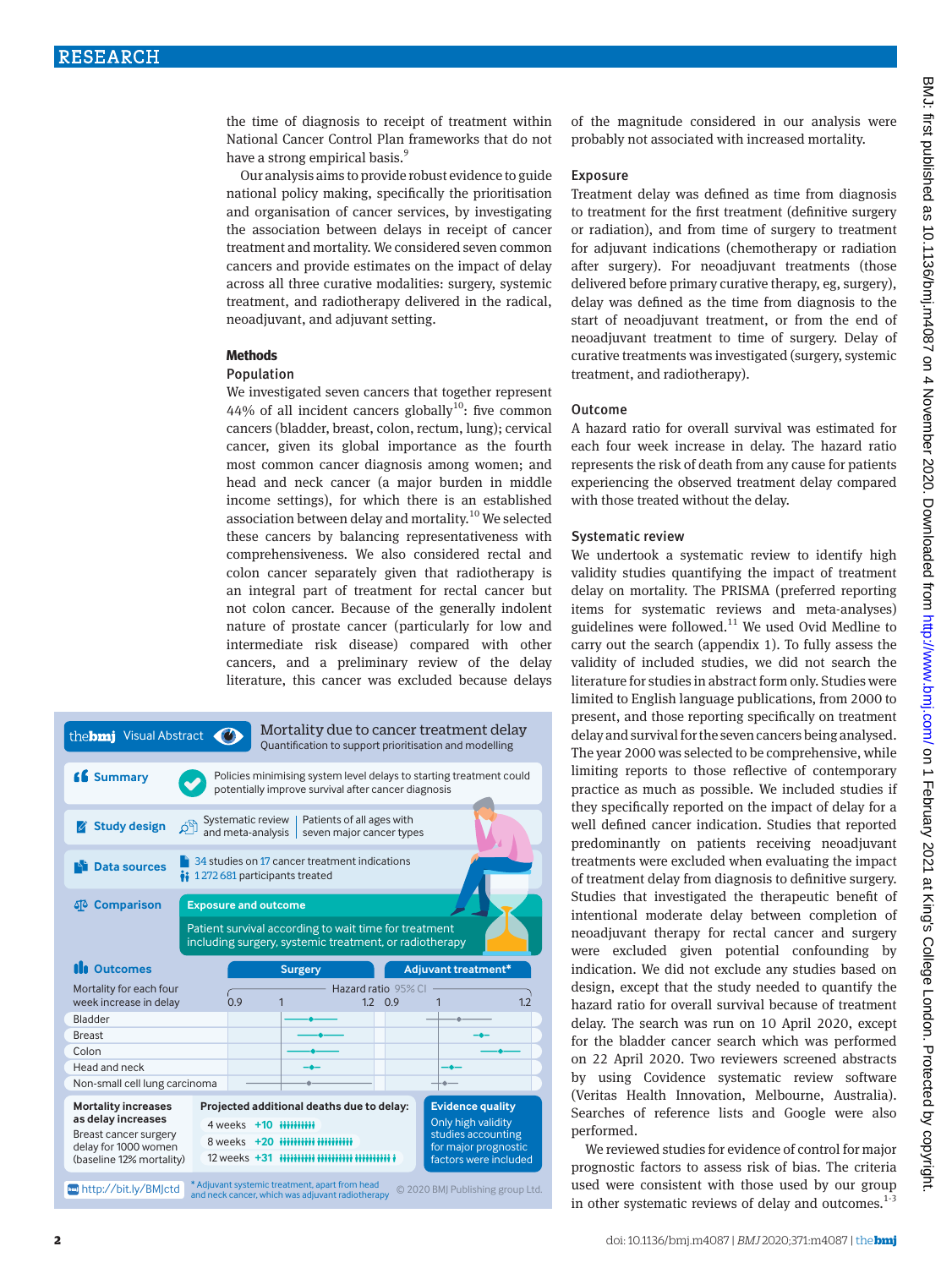the time of diagnosis to receipt of treatment within National Cancer Control Plan frameworks that do not have a strong empirical basis.[9]

Our analysis aims to provide robust evidence to guide national policy making, specifically the prioritisation and organisation of cancer services, by investigating the association between delays in receipt of cancer treatment and mortality. We considered seven common cancers and provide estimates on the impact of delay across all three curative modalities: surgery, systemic treatment, and radiotherapy delivered in the radical, neoadjuvant, and adjuvant setting.

## Methods

### Population

We investigated seven cancers that together represent 44% of all incident cancers globally[10]: five common cancers (bladder, breast, colon, rectum, lung); cervical cancer, given its global importance as the fourth most common cancer diagnosis among women; and head and neck cancer (a major burden in middle income settings), for which there is an established association between delay and mortality.[10] We selected these cancers by balancing representativeness with comprehensiveness. We also considered rectal and colon cancer separately given that radiotherapy is an integral part of treatment for rectal cancer but not colon cancer. Because of the generally indolent nature of prostate cancer (particularly for low and intermediate risk disease) compared with other cancers, and a preliminary review of the delay literature, this cancer was excluded because delays of the magnitude considered in our analysis were probably not associated with increased mortality.

### Exposure

Treatment delay was defined as time from diagnosis to treatment for the first treatment (definitive surgery or radiation), and from time of surgery to treatment for adjuvant indications (chemotherapy or radiation after surgery). For neoadjuvant treatments (those delivered before primary curative therapy, eg, surgery), delay was defined as the time from diagnosis to the start of neoadjuvant treatment, or from the end of neoadjuvant treatment to time of surgery. Delay of curative treatments was investigated (surgery, systemic treatment, and radiotherapy).

### Outcome

A hazard ratio for overall survival was estimated for each four week increase in delay. The hazard ratio represents the risk of death from any cause for patients experiencing the observed treatment delay compared with those treated without the delay.

### Systematic review

We undertook a systematic review to identify high validity studies quantifying the impact of treatment delay on mortality. The PRISMA (preferred reporting items for systematic reviews and meta-analyses) guidelines were followed.[11] We used Ovid Medline to carry out the search (appendix 1). To fully assess the validity of included studies, we did not search the literature for studies in abstract form only. Studies were limited to English language publications, from 2000 to present, and those reporting specifically on treatment delay and survival for the seven cancers being analysed. The year 2000 was selected to be comprehensive, while limiting reports to those reflective of contemporary practice as much as possible. We included studies if they specifically reported on the impact of delay for a well defined cancer indication. Studies that reported predominantly on patients receiving neoadjuvant treatments were excluded when evaluating the impact of treatment delay from diagnosis to definitive surgery. Studies that investigated the therapeutic benefit of intentional moderate delay between completion of neoadjuvant therapy for rectal cancer and surgery were excluded given potential confounding by indication. We did not exclude any studies based on design, except that the study needed to quantify the hazard ratio for overall survival because of treatment delay. The search was run on 10 April 2020, except for the bladder cancer search which was performed on 22 April 2020. Two reviewers screened abstracts by using Covidence systematic review software (Veritas Health Innovation, Melbourne, Australia). Searches of reference lists and Google were also performed.

We reviewed studies for evidence of control for major prognostic factors to assess risk of bias. The criteria used were consistent with those used by our group in other systematic reviews of delay and outcomes.[1-3]

**the bmj Visual Abstract — Mortality due to cancer treatment delay**
Quantification to support prioritisation and modelling

**Summary:** Policies minimising system level delays to starting treatment could potentially improve survival after cancer diagnosis

**Study design:** Systematic review and meta-analysis | Patients of all ages with seven major cancer types

**Data sources:** 34 studies on 17 cancer treatment indications; 1 272 681 participants treated

**Comparison:** Exposure and outcome — Patient survival according to wait time for treatment including surgery, systemic treatment, or radiotherapy

**Outcomes:** Mortality for each four week increase in delay (Hazard ratio, 95% CI) — Surgery; Adjuvant treatment* — Bladder, Breast, Colon, Head and neck, Non-small cell lung carcinoma

**Mortality increases as delay increases** — Breast cancer surgery delay for 1000 women (baseline 12% mortality)

**Projected additional deaths due to delay:**

| Delay | Additional deaths |
|---|---|
| 4 weeks | +10 |
| 8 weeks | +20 |
| 12 weeks | +31 |

**Evidence quality:** Only high validity studies accounting for major prognostic factors were included

http://bit.ly/BMJctd

* Adjuvant systemic treatment, apart from head and neck cancer, which was adjuvant radiotherapy

© 2020 BMJ Publishing group Ltd.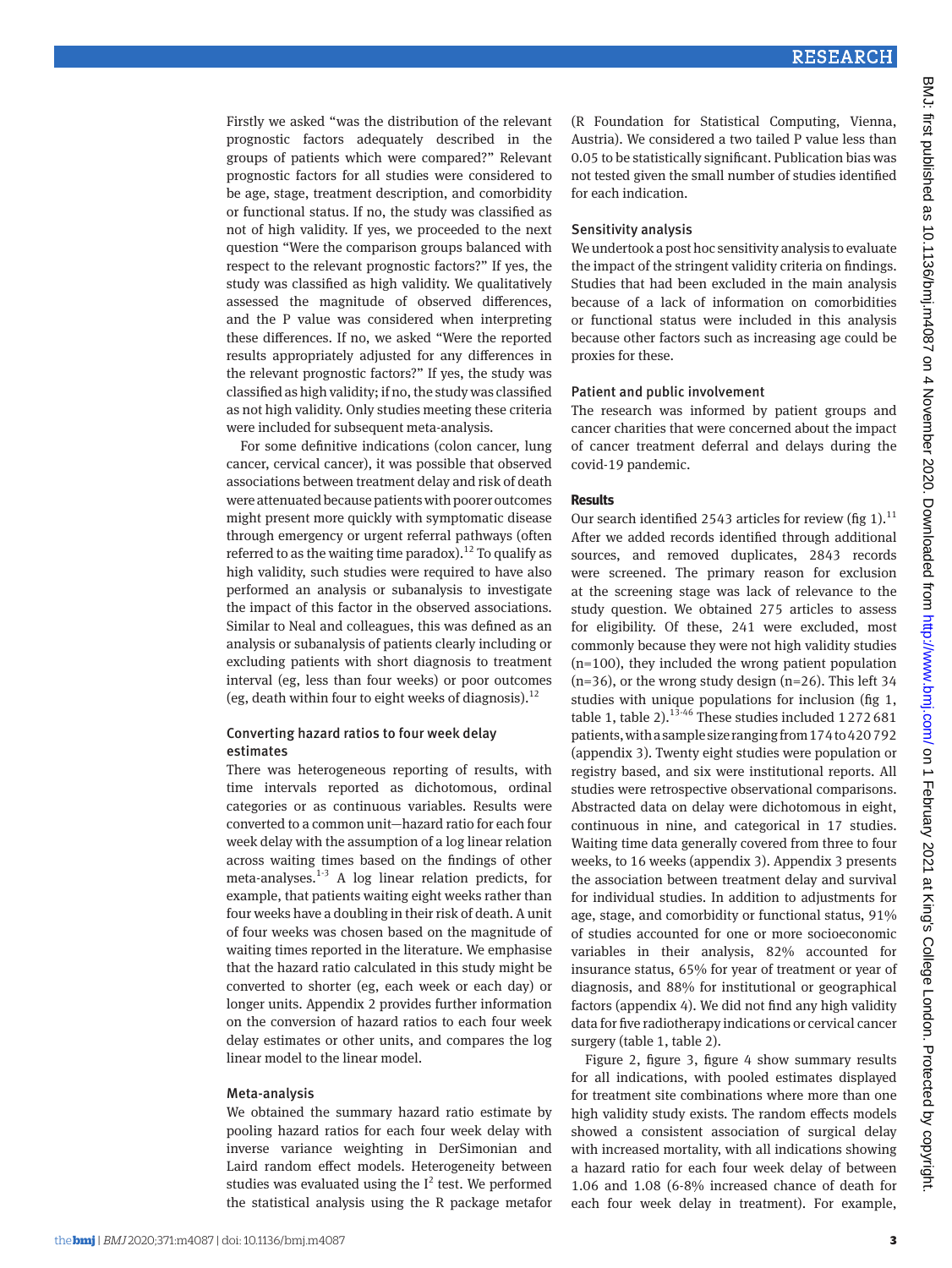Firstly we asked "was the distribution of the relevant prognostic factors adequately described in the groups of patients which were compared?" Relevant prognostic factors for all studies were considered to be age, stage, treatment description, and comorbidity or functional status. If no, the study was classified as not of high validity. If yes, we proceeded to the next question "Were the comparison groups balanced with respect to the relevant prognostic factors?" If yes, the study was classified as high validity. We qualitatively assessed the magnitude of observed differences, and the P value was considered when interpreting these differences. If no, we asked "Were the reported results appropriately adjusted for any differences in the relevant prognostic factors?" If yes, the study was classified as high validity; if no, the study was classified as not high validity. Only studies meeting these criteria were included for subsequent meta-analysis.

For some definitive indications (colon cancer, lung cancer, cervical cancer), it was possible that observed associations between treatment delay and risk of death were attenuated because patients with poorer outcomes might present more quickly with symptomatic disease through emergency or urgent referral pathways (often referred to as the waiting time paradox).[12] To qualify as high validity, such studies were required to have also performed an analysis or subanalysis to investigate the impact of this factor in the observed associations. Similar to Neal and colleagues, this was defined as an analysis or subanalysis of patients clearly including or excluding patients with short diagnosis to treatment interval (eg, less than four weeks) or poor outcomes (eg, death within four to eight weeks of diagnosis).[12]

### Converting hazard ratios to four week delay estimates

There was heterogeneous reporting of results, with time intervals reported as dichotomous, ordinal categories or as continuous variables. Results were converted to a common unit—hazard ratio for each four week delay with the assumption of a log linear relation across waiting times based on the findings of other meta-analyses.[1-3] A log linear relation predicts, for example, that patients waiting eight weeks rather than four weeks have a doubling in their risk of death. A unit of four weeks was chosen based on the magnitude of waiting times reported in the literature. We emphasise that the hazard ratio calculated in this study might be converted to shorter (eg, each week or each day) or longer units. Appendix 2 provides further information on the conversion of hazard ratios to each four week delay estimates or other units, and compares the log linear model to the linear model.

### Meta-analysis

We obtained the summary hazard ratio estimate by pooling hazard ratios for each four week delay with inverse variance weighting in DerSimonian and Laird random effect models. Heterogeneity between studies was evaluated using the $I^2$ test. We performed the statistical analysis using the R package metafor (R Foundation for Statistical Computing, Vienna, Austria). We considered a two tailed P value less than 0.05 to be statistically significant. Publication bias was not tested given the small number of studies identified for each indication.

### Sensitivity analysis

We undertook a post hoc sensitivity analysis to evaluate the impact of the stringent validity criteria on findings. Studies that had been excluded in the main analysis because of a lack of information on comorbidities or functional status were included in this analysis because other factors such as increasing age could be proxies for these.

### Patient and public involvement

The research was informed by patient groups and cancer charities that were concerned about the impact of cancer treatment deferral and delays during the covid-19 pandemic.

## Results

Our search identified 2543 articles for review (fig 1).[11] After we added records identified through additional sources, and removed duplicates, 2843 records were screened. The primary reason for exclusion at the screening stage was lack of relevance to the study question. We obtained 275 articles to assess for eligibility. Of these, 241 were excluded, most commonly because they were not high validity studies (n=100), they included the wrong patient population (n=36), or the wrong study design (n=26). This left 34 studies with unique populations for inclusion (fig 1, table 1, table 2).[13-46] These studies included 1 272 681 patients, with a sample size ranging from 174 to 420 792 (appendix 3). Twenty eight studies were population or registry based, and six were institutional reports. All studies were retrospective observational comparisons. Abstracted data on delay were dichotomous in eight, continuous in nine, and categorical in 17 studies. Waiting time data generally covered from three to four weeks, to 16 weeks (appendix 3). Appendix 3 presents the association between treatment delay and survival for individual studies. In addition to adjustments for age, stage, and comorbidity or functional status, 91% of studies accounted for one or more socioeconomic variables in their analysis, 82% accounted for insurance status, 65% for year of treatment or year of diagnosis, and 88% for institutional or geographical factors (appendix 4). We did not find any high validity data for five radiotherapy indications or cervical cancer surgery (table 1, table 2).

Figure 2, figure 3, figure 4 show summary results for all indications, with pooled estimates displayed for treatment site combinations where more than one high validity study exists. The random effects models showed a consistent association of surgical delay with increased mortality, with all indications showing a hazard ratio for each four week delay of between 1.06 and 1.08 (6-8% increased chance of death for each four week delay in treatment). For example,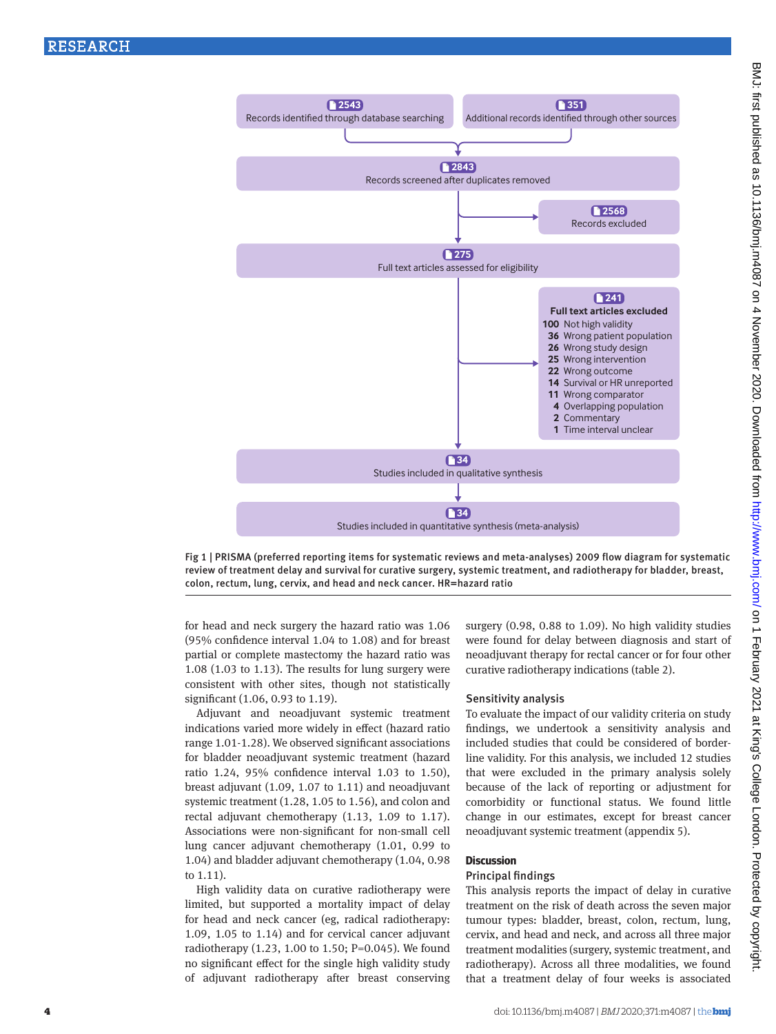- 2543 Records identified through database searching
- 351 Additional records identified through other sources
- 2843 Records screened after duplicates removed
- 2568 Records excluded
- 275 Full text articles assessed for eligibility
- 241 **Full text articles excluded**
  - **100** Not high validity
  - **36** Wrong patient population
  - **26** Wrong study design
  - **25** Wrong intervention
  - **22** Wrong outcome
  - **14** Survival or HR unreported
  - **11** Wrong comparator
  - **4** Overlapping population
  - **2** Commentary
  - **1** Time interval unclear
- 34 Studies included in qualitative synthesis
- 34 Studies included in quantitative synthesis (meta-analysis)

**Fig 1 | PRISMA (preferred reporting items for systematic reviews and meta-analyses) 2009 flow diagram for systematic review of treatment delay and survival for curative surgery, systemic treatment, and radiotherapy for bladder, breast, colon, rectum, lung, cervix, and head and neck cancer. HR=hazard ratio**

for head and neck surgery the hazard ratio was 1.06 (95% confidence interval 1.04 to 1.08) and for breast partial or complete mastectomy the hazard ratio was 1.08 (1.03 to 1.13). The results for lung surgery were consistent with other sites, though not statistically significant (1.06, 0.93 to 1.19).

Adjuvant and neoadjuvant systemic treatment indications varied more widely in effect (hazard ratio range 1.01-1.28). We observed significant associations for bladder neoadjuvant systemic treatment (hazard ratio 1.24, 95% confidence interval 1.03 to 1.50), breast adjuvant (1.09, 1.07 to 1.11) and neoadjuvant systemic treatment (1.28, 1.05 to 1.56), and colon and rectal adjuvant chemotherapy (1.13, 1.09 to 1.17). Associations were non-significant for non-small cell lung cancer adjuvant chemotherapy (1.01, 0.99 to 1.04) and bladder adjuvant chemotherapy (1.04, 0.98 to 1.11).

High validity data on curative radiotherapy were limited, but supported a mortality impact of delay for head and neck cancer (eg, radical radiotherapy: 1.09, 1.05 to 1.14) and for cervical cancer adjuvant radiotherapy (1.23, 1.00 to 1.50; P=0.045). We found no significant effect for the single high validity study of adjuvant radiotherapy after breast conserving surgery (0.98, 0.88 to 1.09). No high validity studies were found for delay between diagnosis and start of neoadjuvant therapy for rectal cancer or for four other curative radiotherapy indications (table 2).

### Sensitivity analysis

To evaluate the impact of our validity criteria on study findings, we undertook a sensitivity analysis and included studies that could be considered of borderline validity. For this analysis, we included 12 studies that were excluded in the primary analysis solely because of the lack of reporting or adjustment for comorbidity or functional status. We found little change in our estimates, except for breast cancer neoadjuvant systemic treatment (appendix 5).

## Discussion

### Principal findings

This analysis reports the impact of delay in curative treatment on the risk of death across the seven major tumour types: bladder, breast, colon, rectum, lung, cervix, and head and neck, and across all three major treatment modalities (surgery, systemic treatment, and radiotherapy). Across all three modalities, we found that a treatment delay of four weeks is associated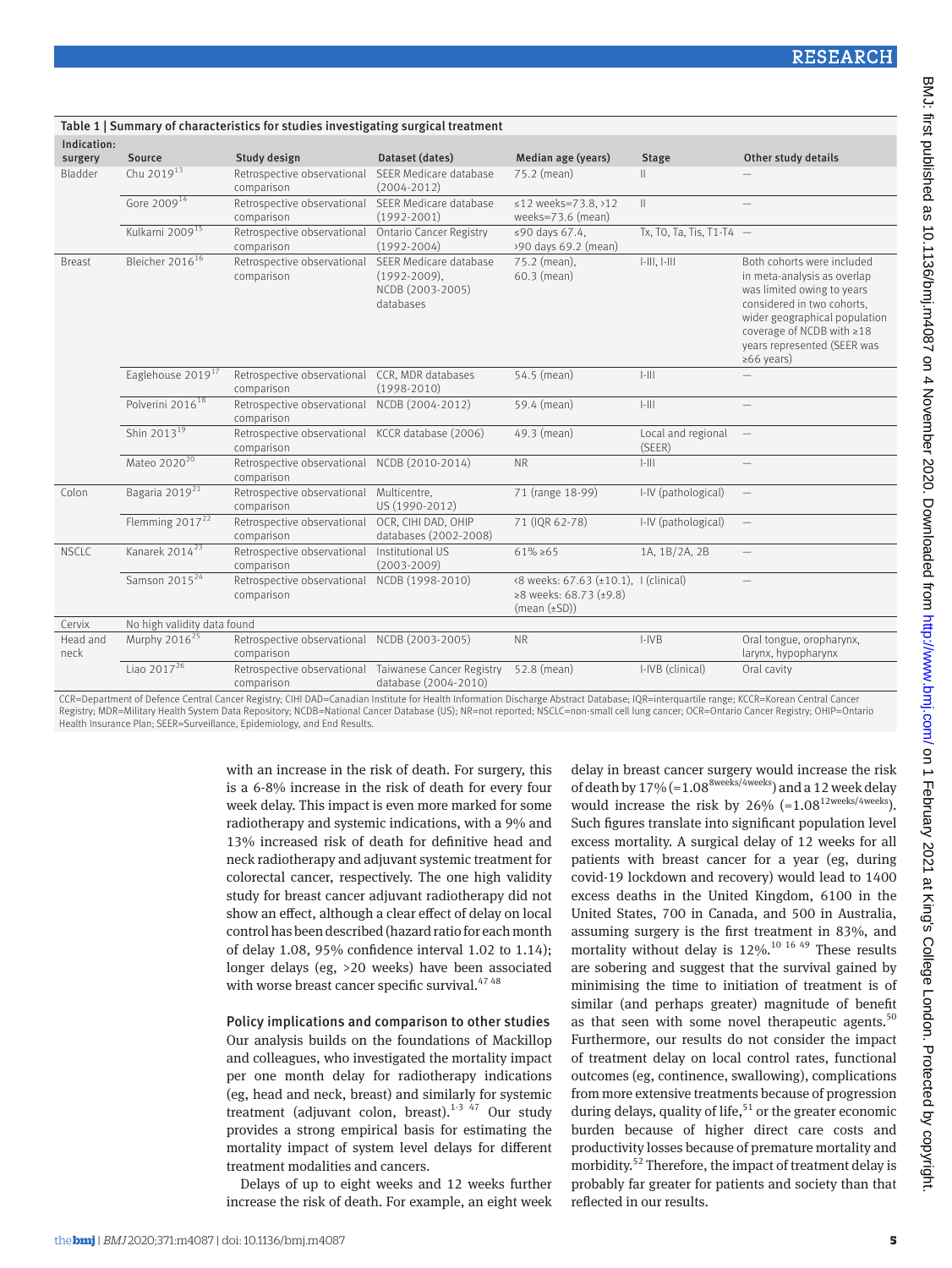Table 1 | Summary of characteristics for studies investigating surgical treatment

| Indication: surgery | Source | Study design | Dataset (dates) | Median age (years) | Stage | Other study details |
|---|---|---|---|---|---|---|
| Bladder | Chu 2019[13] | Retrospective observational comparison | SEER Medicare database (2004-2012) | 75.2 (mean) | II | — |
| | Gore 2009[14] | Retrospective observational comparison | SEER Medicare database (1992-2001) | ≤12 weeks=73.8, >12 weeks=73.6 (mean) | II | — |
| | Kulkarni 2009[15] | Retrospective observational comparison | Ontario Cancer Registry (1992-2004) | ≤90 days 67.4, >90 days 69.2 (mean) | Tx, T0, Ta, Tis, T1-T4 | — |
| Breast | Bleicher 2016[16] | Retrospective observational comparison | SEER Medicare database (1992-2009), NCDB (2003-2005) databases | 75.2 (mean), 60.3 (mean) | I-III, I-III | Both cohorts were included in meta-analysis as overlap was limited owing to years considered in two cohorts, wider geographical population coverage of NCDB with ≥18 years represented (SEER was ≥66 years) |
| | Eaglehouse 2019[17] | Retrospective observational comparison | CCR, MDR databases (1998-2010) | 54.5 (mean) | I-III | — |
| | Polverini 2016[18] | Retrospective observational comparison | NCDB (2004-2012) | 59.4 (mean) | I-III | — |
| | Shin 2013[19] | Retrospective observational comparison | KCCR database (2006) | 49.3 (mean) | Local and regional (SEER) | — |
| | Mateo 2020[20] | Retrospective observational comparison | NCDB (2010-2014) | NR | I-III | — |
| Colon | Bagaria 2019[21] | Retrospective observational comparison | Multicentre, US (1990-2012) | 71 (range 18-99) | I-IV (pathological) | — |
| | Flemming 2017[22] | Retrospective observational comparison | OCR, CIHI DAD, OHIP databases (2002-2008) | 71 (IQR 62-78) | I-IV (pathological) | — |
| NSCLC | Kanarek 2014[23] | Retrospective observational comparison | Institutional US (2003-2009) | 61% ≥65 | 1A, 1B/2A, 2B | — |
| | Samson 2015[24] | Retrospective observational comparison | NCDB (1998-2010) | <8 weeks: 67.63 (±10.1), ≥8 weeks: 68.73 (±9.8) (mean (±SD)) | I (clinical) | — |
| Cervix | No high validity data found | | | | | |
| Head and neck | Murphy 2016[25] | Retrospective observational comparison | NCDB (2003-2005) | NR | I-IVB | Oral tongue, oropharynx, larynx, hypopharynx |
| | Liao 2017[26] | Retrospective observational comparison | Taiwanese Cancer Registry database (2004-2010) | 52.8 (mean) | I-IVB (clinical) | Oral cavity |

CCR=Department of Defence Central Cancer Registry; CIHI DAD=Canadian Institute for Health Information Discharge Abstract Database; IQR=interquartile range; KCCR=Korean Central Cancer Registry; MDR=Military Health System Data Repository; NCDB=National Cancer Database (US); NR=not reported; NSCLC=non-small cell lung cancer; OCR=Ontario Cancer Registry; OHIP=Ontario Health Insurance Plan; SEER=Surveillance, Epidemiology, and End Results.

with an increase in the risk of death. For surgery, this is a 6-8% increase in the risk of death for every four week delay. This impact is even more marked for some radiotherapy and systemic indications, with a 9% and 13% increased risk of death for definitive head and neck radiotherapy and adjuvant systemic treatment for colorectal cancer, respectively. The one high validity study for breast cancer adjuvant radiotherapy did not show an effect, although a clear effect of delay on local control has been described (hazard ratio for each month of delay 1.08, 95% confidence interval 1.02 to 1.14); longer delays (eg, >20 weeks) have been associated with worse breast cancer specific survival.[47 48]

### Policy implications and comparison to other studies

Our analysis builds on the foundations of Mackillop and colleagues, who investigated the mortality impact per one month delay for radiotherapy indications (eg, head and neck, breast) and similarly for systemic treatment (adjuvant colon, breast).[1-3 47] Our study provides a strong empirical basis for estimating the mortality impact of system level delays for different treatment modalities and cancers.

Delays of up to eight weeks and 12 weeks further increase the risk of death. For example, an eight week delay in breast cancer surgery would increase the risk of death by 17% ($=1.08^{8\text{weeks}/4\text{weeks}}$) and a 12 week delay would increase the risk by 26% ($=1.08^{12\text{weeks}/4\text{weeks}}$). Such figures translate into significant population level excess mortality. A surgical delay of 12 weeks for all patients with breast cancer for a year (eg, during covid-19 lockdown and recovery) would lead to 1400 excess deaths in the United Kingdom, 6100 in the United States, 700 in Canada, and 500 in Australia, assuming surgery is the first treatment in 83%, and mortality without delay is 12%.[10 16 49] These results are sobering and suggest that the survival gained by minimising the time to initiation of treatment is of similar (and perhaps greater) magnitude of benefit as that seen with some novel therapeutic agents.[50] Furthermore, our results do not consider the impact of treatment delay on local control rates, functional outcomes (eg, continence, swallowing), complications from more extensive treatments because of progression during delays, quality of life,[51] or the greater economic burden because of higher direct care costs and productivity losses because of premature mortality and morbidity.[52] Therefore, the impact of treatment delay is probably far greater for patients and society than that reflected in our results.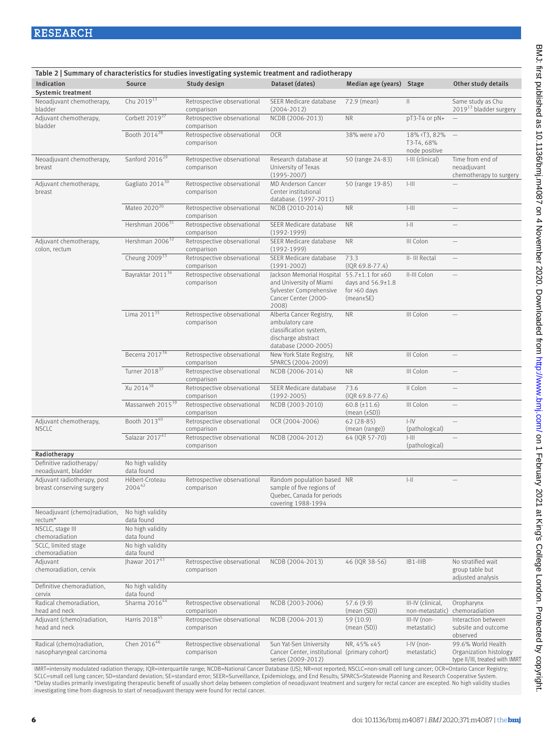**Table 2 | Summary of characteristics for studies investigating systemic treatment and radiotherapy**

| Indication | Source | Study design | Dataset (dates) | Median age (years) | Stage | Other study details |
|---|---|---|---|---|---|---|
| **Systemic treatment** | | | | | | |
| Neoadjuvant chemotherapy, bladder | Chu 2019[13] | Retrospective observational comparison | SEER Medicare database (2004-2012) | 72.9 (mean) | II | Same study as Chu 2019[13] bladder surgery |
| Adjuvant chemotherapy, bladder | Corbett 2019[27] | Retrospective observational comparison | NCDB (2006-2013) | NR | pT3-T4 or pN+ | — |
| | Booth 2014[28] | Retrospective observational comparison | OCR | 38% were ≥70 | 18% <T3, 82% T3-T4, 68% node positive | — |
| Neoadjuvant chemotherapy, breast | Sanford 2016[29] | Retrospective observational comparison | Research database at University of Texas (1995-2007) | 50 (range 24-83) | I-III (clinical) | Time from end of neoadjuvant chemotherapy to surgery |
| Adjuvant chemotherapy, breast | Gagliato 2014[30] | Retrospective observational comparison | MD Anderson Cancer Center institutional database. (1997-2011) | 50 (range 19-85) | I-III | — |
| | Mateo 2020[20] | Retrospective observational comparison | NCDB (2010-2014) | NR | I-III | — |
| | Hershman 2006[31] | Retrospective observational comparison | SEER Medicare database (1992-1999) | NR | I-II | — |
| Adjuvant chemotherapy, colon, rectum | Hershman 2006[32] | Retrospective observational comparison | SEER Medicare database (1992-1999) | NR | III Colon | — |
| | Cheung 2009[33] | Retrospective observational comparison | SEER Medicare database (1991-2002) | 73.3 (IQR 69.8-77.4) | II- III Rectal | — |
| | Bayraktar 2011[34] | Retrospective observational comparison | Jackson Memorial Hospital and University of Miami Sylvester Comprehensive Cancer Center (2000-2008) | 55.7±1.1 for ≤60 days and 56.9±1.8 for >60 days (mean±SE) | II-III Colon | — |
| | Lima 2011[35] | Retrospective observational comparison | Alberta Cancer Registry, ambulatory care classification system, discharge abstract database (2000-2005) | NR | III Colon | — |
| | Becerra 2017[36] | Retrospective observational comparison | New York State Registry, SPARCS (2004-2009) | NR | III Colon | — |
| | Turner 2018[37] | Retrospective observational comparison | NCDB (2006-2014) | NR | III Colon | — |
| | Xu 2014[38] | Retrospective observational comparison | SEER Medicare database (1992-2005) | 73.6 (IQR 69.8-77.6) | II Colon | — |
| | Massarweh 2015[39] | Retrospective observational comparison | NCDB (2003-2010) | 60.8 (±11.6) (mean (±SD)) | III Colon | — |
| Adjuvant chemotherapy, NSCLC | Booth 2013[40] | Retrospective observational comparison | OCR (2004-2006) | 62 (28-85) (mean (range)) | I-IV (pathological) | — |
| | Salazar 2017[41] | Retrospective observational comparison | NCDB (2004-2012) | 64 (IQR 57-70) | I-III (pathological) | — |
| **Radiotherapy** | | | | | | |
| Definitive radiotherapy/ neoadjuvant, bladder | No high validity data found | | | | | |
| Adjuvant radiotherapy, post breast conserving surgery | Hébert-Croteau 2004[42] | Retrospective observational comparison | Random population based sample of five regions of Quebec, Canada for periods covering 1988-1994 | NR | I-II | — |
| Neoadjuvant (chemo)radiation, rectum* | No high validity data found | | | | | |
| NSCLC, stage III chemoradiation | No high validity data found | | | | | |
| SCLC, limited stage chemoradiation | No high validity data found | | | | | |
| Adjuvant chemoradiation, cervix | Jhawar 2017[43] | Retrospective observational comparison | NCDB (2004-2013) | 46 (IQR 38-56) | IB1-IIIB | No stratified wait group table but adjusted analysis |
| Definitive chemoradiation, cervix | No high validity data found | | | | | |
| Radical chemoradiation, head and neck | Sharma 2016[44] | Retrospective observational comparison | NCDB (2003-2006) | 57.6 (9.9) (mean (SD)) | III-IV (clinical, non-metastatic) | Oropharynx chemoradiation |
| Adjuvant (chemo)radiation, head and neck | Harris 2018[45] | Retrospective observational comparison | NCDB (2004-2013) | 59 (10.9) (mean (SD)) | III-IV (non-metastatic) | Interaction between subsite and outcome observed |
| Radical (chemo)radiation, nasopharyngeal carcinoma | Chen 2016[46] | Retrospective observational comparison | Sun Yat-Sen University Cancer Center, institutional series (2009-2012) | NR, 45% ≤45 (primary cohort) | I-IV (non-metastatic) | 99.6% World Health Organization histology type II/III, treated with IMRT |

IMRT=intensity modulated radiation therapy; IQR=interquartile range; NCDB=National Cancer Database (US); NR=not reported; NSCLC=non-small cell lung cancer; OCR=Ontario Cancer Registry; SCLC=small cell lung cancer; SD=standard deviation; SE=standard error; SEER=Surveillance, Epidemiology, and End Results; SPARCS=Statewide Planning and Research Cooperative System.
*Delay studies primarily investigating therapeutic benefit of usually short delay between completion of neoadjuvant treatment and surgery for rectal cancer are excepted. No high validity studies investigating time from diagnosis to start of neoadjuvant therapy were found for rectal cancer.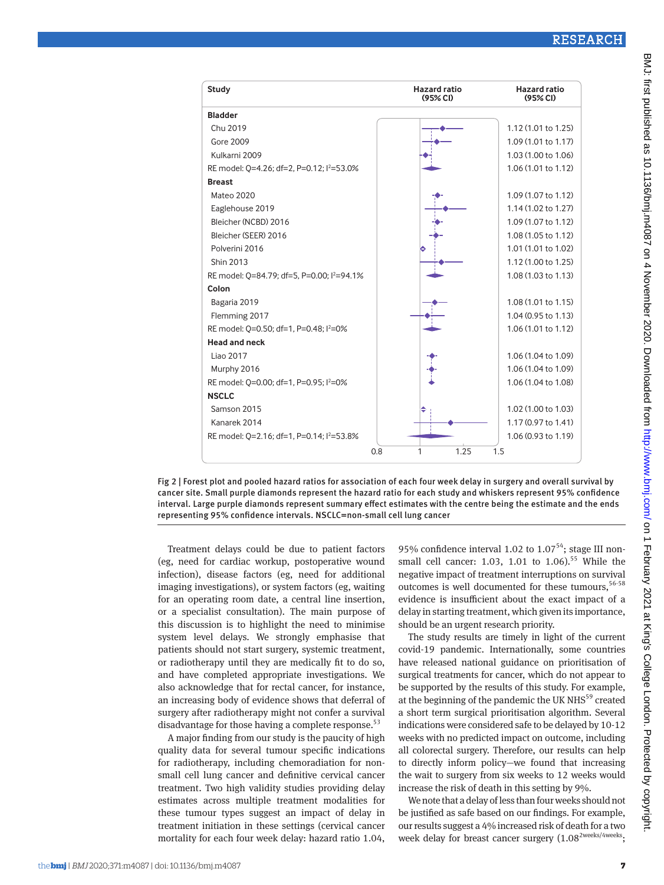| Study | Hazard ratio (95% CI) |
| --- | --- |
| **Bladder** | |
| Chu 2019 | 1.12 (1.01 to 1.25) |
| Gore 2009 | 1.09 (1.01 to 1.17) |
| Kulkarni 2009 | 1.03 (1.00 to 1.06) |
| RE model: Q=4.26; df=2, P=0.12; $I^2$=53.0% | 1.06 (1.01 to 1.12) |
| **Breast** | |
| Mateo 2020 | 1.09 (1.07 to 1.12) |
| Eaglehouse 2019 | 1.14 (1.02 to 1.27) |
| Bleicher (NCBD) 2016 | 1.09 (1.07 to 1.12) |
| Bleicher (SEER) 2016 | 1.08 (1.05 to 1.12) |
| Polverini 2016 | 1.01 (1.01 to 1.02) |
| Shin 2013 | 1.12 (1.00 to 1.25) |
| RE model: Q=84.79; df=5, P=0.00; $I^2$=94.1% | 1.08 (1.03 to 1.13) |
| **Colon** | |
| Bagaria 2019 | 1.08 (1.01 to 1.15) |
| Flemming 2017 | 1.04 (0.95 to 1.13) |
| RE model: Q=0.50; df=1, P=0.48; $I^2$=0% | 1.06 (1.01 to 1.12) |
| **Head and neck** | |
| Liao 2017 | 1.06 (1.04 to 1.09) |
| Murphy 2016 | 1.06 (1.04 to 1.09) |
| RE model: Q=0.00; df=1, P=0.95; $I^2$=0% | 1.06 (1.04 to 1.08) |
| **NSCLC** | |
| Samson 2015 | 1.02 (1.00 to 1.03) |
| Kanarek 2014 | 1.17 (0.97 to 1.41) |
| RE model: Q=2.16; df=1, P=0.14; $I^2$=53.8% | 1.06 (0.93 to 1.19) |

Fig 2 | Forest plot and pooled hazard ratios for association of each four week delay in surgery and overall survival by cancer site. Small purple diamonds represent the hazard ratio for each study and whiskers represent 95% confidence interval. Large purple diamonds represent summary effect estimates with the centre being the estimate and the ends representing 95% confidence intervals. NSCLC=non-small cell lung cancer

Treatment delays could be due to patient factors (eg, need for cardiac workup, postoperative wound infection), disease factors (eg, need for additional imaging investigations), or system factors (eg, waiting for an operating room date, a central line insertion, or a specialist consultation). The main purpose of this discussion is to highlight the need to minimise system level delays. We strongly emphasise that patients should not start surgery, systemic treatment, or radiotherapy until they are medically fit to do so, and have completed appropriate investigations. We also acknowledge that for rectal cancer, for instance, an increasing body of evidence shows that deferral of surgery after radiotherapy might not confer a survival disadvantage for those having a complete response.[53]

A major finding from our study is the paucity of high quality data for several tumour specific indications for radiotherapy, including chemoradiation for non-small cell lung cancer and definitive cervical cancer treatment. Two high validity studies providing delay estimates across multiple treatment modalities for these tumour types suggest an impact of delay in treatment initiation in these settings (cervical cancer mortality for each four week delay: hazard ratio 1.04, 95% confidence interval 1.02 to 1.07[54]; stage III non-small cell cancer: 1.03, 1.01 to 1.06).[55] While the negative impact of treatment interruptions on survival outcomes is well documented for these tumours,[56-58] evidence is insufficient about the exact impact of a delay in starting treatment, which given its importance, should be an urgent research priority.

The study results are timely in light of the current covid-19 pandemic. Internationally, some countries have released national guidance on prioritisation of surgical treatments for cancer, which do not appear to be supported by the results of this study. For example, at the beginning of the pandemic the UK NHS[59] created a short term surgical prioritisation algorithm. Several indications were considered safe to be delayed by 10-12 weeks with no predicted impact on outcome, including all colorectal surgery. Therefore, our results can help to directly inform policy—we found that increasing the wait to surgery from six weeks to 12 weeks would increase the risk of death in this setting by 9%.

We note that a delay of less than four weeks should not be justified as safe based on our findings. For example, our results suggest a 4% increased risk of death for a two week delay for breast cancer surgery ($1.08^{2\text{weeks}/4\text{weeks}}$;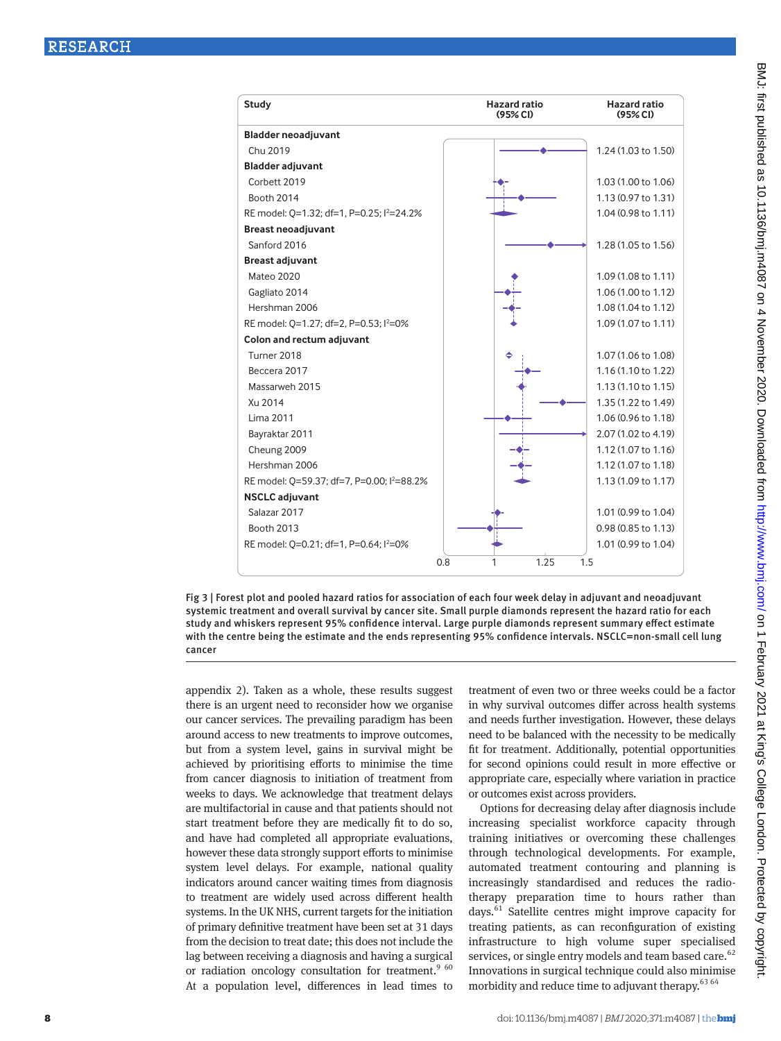| Study | Hazard ratio (95% CI) |
|---|---|
| **Bladder neoadjuvant** | |
| Chu 2019 | 1.24 (1.03 to 1.50) |
| **Bladder adjuvant** | |
| Corbett 2019 | 1.03 (1.00 to 1.06) |
| Booth 2014 | 1.13 (0.97 to 1.31) |
| RE model: Q=1.32; df=1, P=0.25; I²=24.2% | 1.04 (0.98 to 1.11) |
| **Breast neoadjuvant** | |
| Sanford 2016 | 1.28 (1.05 to 1.56) |
| **Breast adjuvant** | |
| Mateo 2020 | 1.09 (1.08 to 1.11) |
| Gagliato 2014 | 1.06 (1.00 to 1.12) |
| Hershman 2006 | 1.08 (1.04 to 1.12) |
| RE model: Q=1.27; df=2, P=0.53; I²=0% | 1.09 (1.07 to 1.11) |
| **Colon and rectum adjuvant** | |
| Turner 2018 | 1.07 (1.06 to 1.08) |
| Beccera 2017 | 1.16 (1.10 to 1.22) |
| Massarweh 2015 | 1.13 (1.10 to 1.15) |
| Xu 2014 | 1.35 (1.22 to 1.49) |
| Lima 2011 | 1.06 (0.96 to 1.18) |
| Bayraktar 2011 | 2.07 (1.02 to 4.19) |
| Cheung 2009 | 1.12 (1.07 to 1.16) |
| Hershman 2006 | 1.12 (1.07 to 1.18) |
| RE model: Q=59.37; df=7, P=0.00; I²=88.2% | 1.13 (1.09 to 1.17) |
| **NSCLC adjuvant** | |
| Salazar 2017 | 1.01 (0.99 to 1.04) |
| Booth 2013 | 0.98 (0.85 to 1.13) |
| RE model: Q=0.21; df=1, P=0.64; I²=0% | 1.01 (0.99 to 1.04) |

Fig 3 | Forest plot and pooled hazard ratios for association of each four week delay in adjuvant and neoadjuvant systemic treatment and overall survival by cancer site. Small purple diamonds represent the hazard ratio for each study and whiskers represent 95% confidence interval. Large purple diamonds represent summary effect estimate with the centre being the estimate and the ends representing 95% confidence intervals. NSCLC=non-small cell lung cancer

appendix 2). Taken as a whole, these results suggest there is an urgent need to reconsider how we organise our cancer services. The prevailing paradigm has been around access to new treatments to improve outcomes, but from a system level, gains in survival might be achieved by prioritising efforts to minimise the time from cancer diagnosis to initiation of treatment from weeks to days. We acknowledge that treatment delays are multifactorial in cause and that patients should not start treatment before they are medically fit to do so, and have had completed all appropriate evaluations, however these data strongly support efforts to minimise system level delays. For example, national quality indicators around cancer waiting times from diagnosis to treatment are widely used across different health systems. In the UK NHS, current targets for the initiation of primary definitive treatment have been set at 31 days from the decision to treat date; this does not include the lag between receiving a diagnosis and having a surgical or radiation oncology consultation for treatment.[9 60] At a population level, differences in lead times to treatment of even two or three weeks could be a factor in why survival outcomes differ across health systems and needs further investigation. However, these delays need to be balanced with the necessity to be medically fit for treatment. Additionally, potential opportunities for second opinions could result in more effective or appropriate care, especially where variation in practice or outcomes exist across providers.

Options for decreasing delay after diagnosis include increasing specialist workforce capacity through training initiatives or overcoming these challenges through technological developments. For example, automated treatment contouring and planning is increasingly standardised and reduces the radiotherapy preparation time to hours rather than days.[61] Satellite centres might improve capacity for treating patients, as can reconfiguration of existing infrastructure to high volume super specialised services, or single entry models and team based care.[62] Innovations in surgical technique could also minimise morbidity and reduce time to adjuvant therapy.[63 64]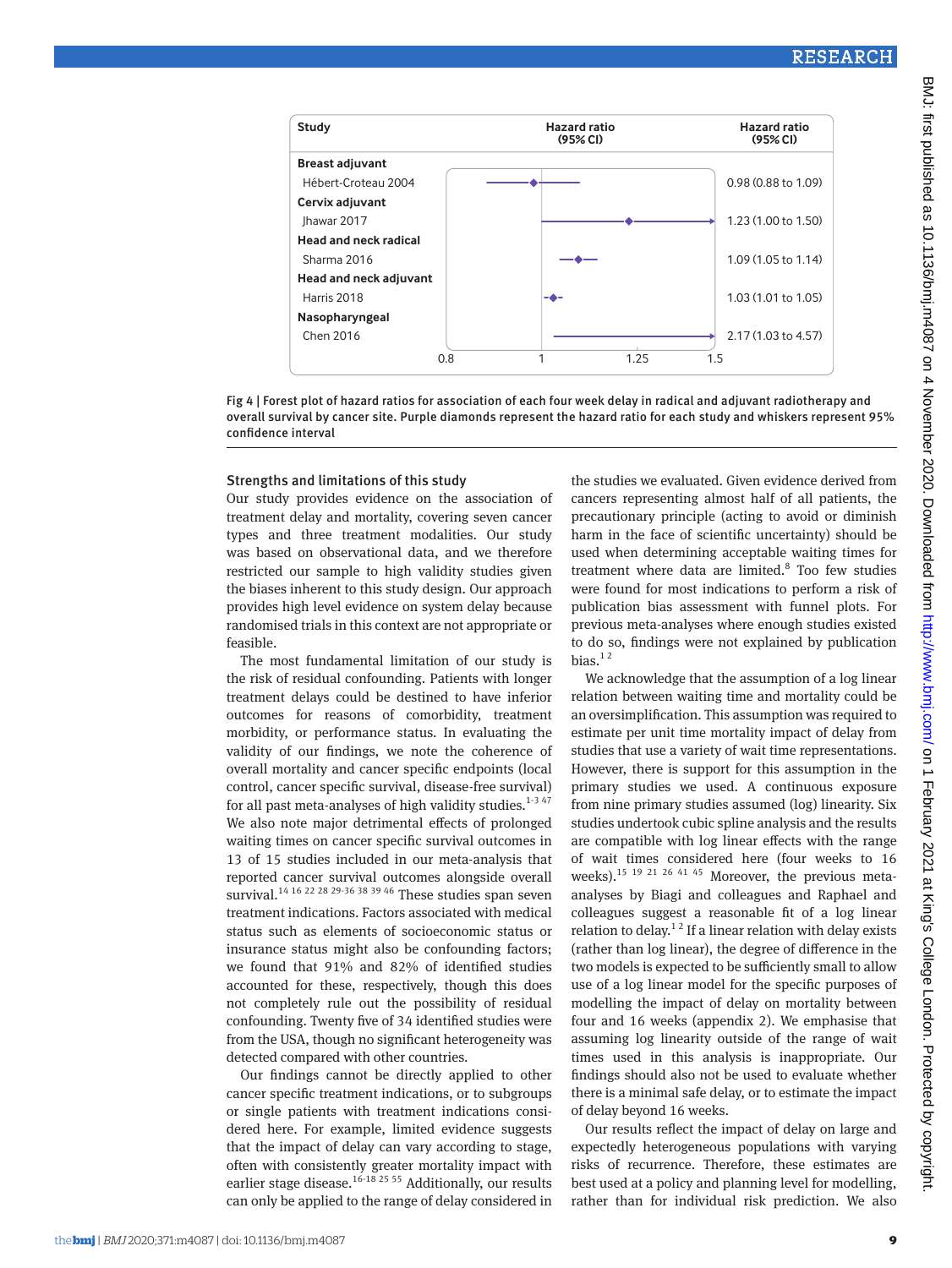| Study | Hazard ratio (95% CI) |
|---|---|
| **Breast adjuvant** | |
| Hébert-Croteau 2004 | 0.98 (0.88 to 1.09) |
| **Cervix adjuvant** | |
| Jhawar 2017 | 1.23 (1.00 to 1.50) |
| **Head and neck radical** | |
| Sharma 2016 | 1.09 (1.05 to 1.14) |
| **Head and neck adjuvant** | |
| Harris 2018 | 1.03 (1.01 to 1.05) |
| **Nasopharyngeal** | |
| Chen 2016 | 2.17 (1.03 to 4.57) |

Fig 4 | Forest plot of hazard ratios for association of each four week delay in radical and adjuvant radiotherapy and overall survival by cancer site. Purple diamonds represent the hazard ratio for each study and whiskers represent 95% confidence interval

### Strengths and limitations of this study

Our study provides evidence on the association of treatment delay and mortality, covering seven cancer types and three treatment modalities. Our study was based on observational data, and we therefore restricted our sample to high validity studies given the biases inherent to this study design. Our approach provides high level evidence on system delay because randomised trials in this context are not appropriate or feasible.

The most fundamental limitation of our study is the risk of residual confounding. Patients with longer treatment delays could be destined to have inferior outcomes for reasons of comorbidity, treatment morbidity, or performance status. In evaluating the validity of our findings, we note the coherence of overall mortality and cancer specific endpoints (local control, cancer specific survival, disease-free survival) for all past meta-analyses of high validity studies.[1-3 47] We also note major detrimental effects of prolonged waiting times on cancer specific survival outcomes in 13 of 15 studies included in our meta-analysis that reported cancer survival outcomes alongside overall survival.[14 16 22 28 29-36 38 39 46] These studies span seven treatment indications. Factors associated with medical status such as elements of socioeconomic status or insurance status might also be confounding factors; we found that 91% and 82% of identified studies accounted for these, respectively, though this does not completely rule out the possibility of residual confounding. Twenty five of 34 identified studies were from the USA, though no significant heterogeneity was detected compared with other countries.

Our findings cannot be directly applied to other cancer specific treatment indications, or to subgroups or single patients with treatment indications considered here. For example, limited evidence suggests that the impact of delay can vary according to stage, often with consistently greater mortality impact with earlier stage disease.[16-18 25 55] Additionally, our results can only be applied to the range of delay considered in the studies we evaluated. Given evidence derived from cancers representing almost half of all patients, the precautionary principle (acting to avoid or diminish harm in the face of scientific uncertainty) should be used when determining acceptable waiting times for treatment where data are limited.[8] Too few studies were found for most indications to perform a risk of publication bias assessment with funnel plots. For previous meta-analyses where enough studies existed to do so, findings were not explained by publication bias.[1 2]

We acknowledge that the assumption of a log linear relation between waiting time and mortality could be an oversimplification. This assumption was required to estimate per unit time mortality impact of delay from studies that use a variety of wait time representations. However, there is support for this assumption in the primary studies we used. A continuous exposure from nine primary studies assumed (log) linearity. Six studies undertook cubic spline analysis and the results are compatible with log linear effects with the range of wait times considered here (four weeks to 16 weeks).[15 19 21 26 41 45] Moreover, the previous meta-analyses by Biagi and colleagues and Raphael and colleagues suggest a reasonable fit of a log linear relation to delay.[1 2] If a linear relation with delay exists (rather than log linear), the degree of difference in the two models is expected to be sufficiently small to allow use of a log linear model for the specific purposes of modelling the impact of delay on mortality between four and 16 weeks (appendix 2). We emphasise that assuming log linearity outside of the range of wait times used in this analysis is inappropriate. Our findings should also not be used to evaluate whether there is a minimal safe delay, or to estimate the impact of delay beyond 16 weeks.

Our results reflect the impact of delay on large and expectedly heterogeneous populations with varying risks of recurrence. Therefore, these estimates are best used at a policy and planning level for modelling, rather than for individual risk prediction. We also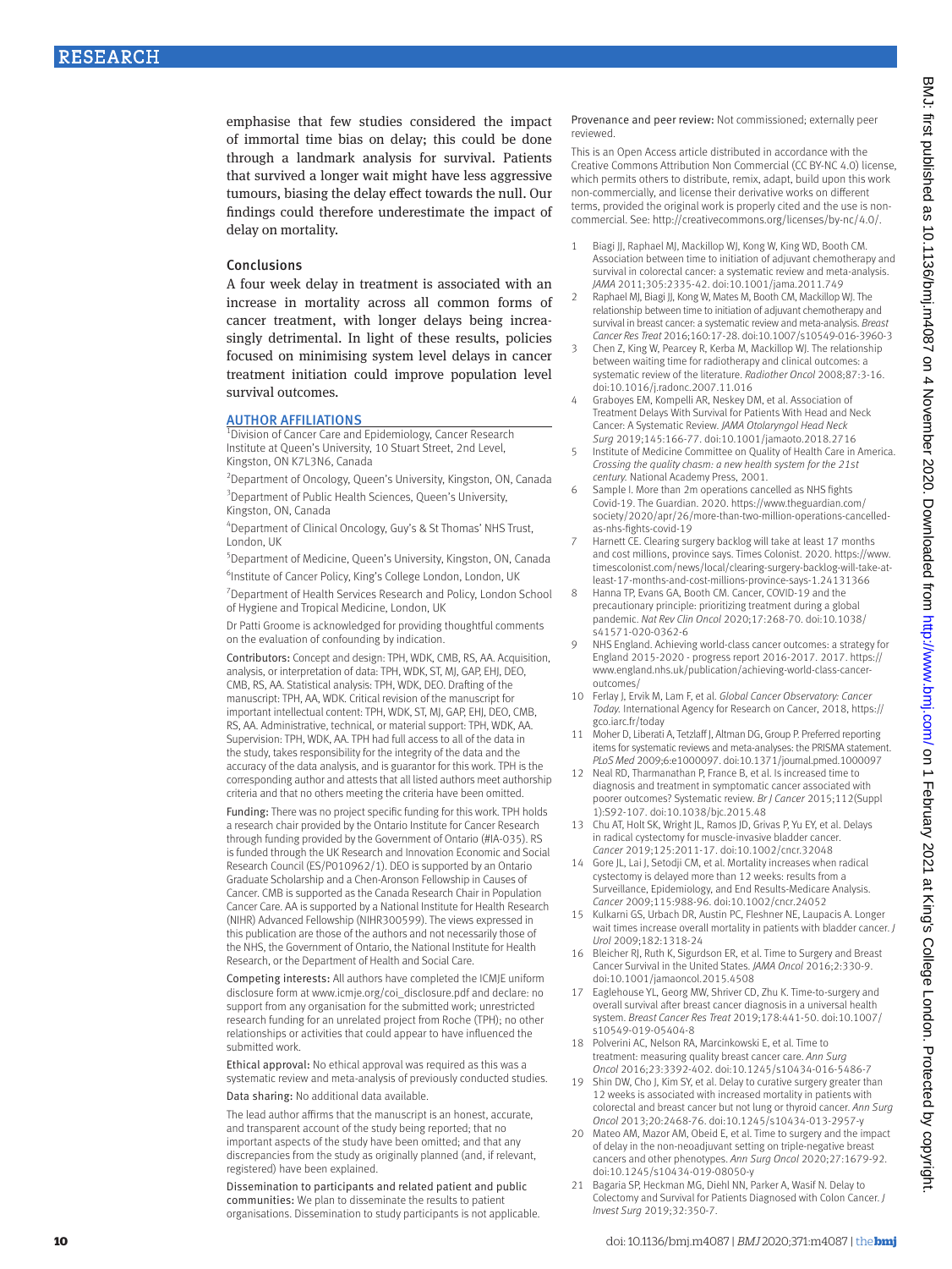emphasise that few studies considered the impact of immortal time bias on delay; this could be done through a landmark analysis for survival. Patients that survived a longer wait might have less aggressive tumours, biasing the delay effect towards the null. Our findings could therefore underestimate the impact of delay on mortality.

## Conclusions

A four week delay in treatment is associated with an increase in mortality across all common forms of cancer treatment, with longer delays being increasingly detrimental. In light of these results, policies focused on minimising system level delays in cancer treatment initiation could improve population level survival outcomes.

## AUTHOR AFFILIATIONS

[1]Division of Cancer Care and Epidemiology, Cancer Research Institute at Queen's University, 10 Stuart Street, 2nd Level, Kingston, ON K7L3N6, Canada

[2]Department of Oncology, Queen's University, Kingston, ON, Canada

[3]Department of Public Health Sciences, Queen's University, Kingston, ON, Canada

[4]Department of Clinical Oncology, Guy's & St Thomas' NHS Trust, London, UK

[5]Department of Medicine, Queen's University, Kingston, ON, Canada

[6]Institute of Cancer Policy, King's College London, London, UK

[7]Department of Health Services Research and Policy, London School of Hygiene and Tropical Medicine, London, UK

Dr Patti Groome is acknowledged for providing thoughtful comments on the evaluation of confounding by indication.

**Contributors:** Concept and design: TPH, WDK, CMB, RS, AA. Acquisition, analysis, or interpretation of data: TPH, WDK, ST, MJ, GAP, EHJ, DEO, CMB, RS, AA. Statistical analysis: TPH, WDK, DEO. Drafting of the manuscript: TPH, AA, WDK. Critical revision of the manuscript for important intellectual content: TPH, WDK, ST, MJ, GAP, EHJ, DEO, CMB, RS, AA. Administrative, technical, or material support: TPH, WDK, AA. Supervision: TPH, WDK, AA. TPH had full access to all of the data in the study, takes responsibility for the integrity of the data and the accuracy of the data analysis, and is guarantor for this work. TPH is the corresponding author and attests that all listed authors meet authorship criteria and that no others meeting the criteria have been omitted.

**Funding:** There was no project specific funding for this work. TPH holds a research chair provided by the Ontario Institute for Cancer Research through funding provided by the Government of Ontario (#IA-035). RS is funded through the UK Research and Innovation Economic and Social Research Council (ES/P010962/1). DEO is supported by an Ontario Graduate Scholarship and a Chen-Aronson Fellowship in Causes of Cancer. CMB is supported as the Canada Research Chair in Population Cancer Care. AA is supported by a National Institute for Health Research (NIHR) Advanced Fellowship (NIHR300599). The views expressed in this publication are those of the authors and not necessarily those of the NHS, the Government of Ontario, the National Institute for Health Research, or the Department of Health and Social Care.

**Competing interests:** All authors have completed the ICMJE uniform disclosure form at www.icmje.org/coi_disclosure.pdf and declare: no support from any organisation for the submitted work; unrestricted research funding for an unrelated project from Roche (TPH); no other relationships or activities that could appear to have influenced the submitted work.

**Ethical approval:** No ethical approval was required as this was a systematic review and meta-analysis of previously conducted studies.

**Data sharing:** No additional data available.

The lead author affirms that the manuscript is an honest, accurate, and transparent account of the study being reported; that no important aspects of the study have been omitted; and that any discrepancies from the study as originally planned (and, if relevant, registered) have been explained.

**Dissemination to participants and related patient and public communities:** We plan to disseminate the results to patient organisations. Dissemination to study participants is not applicable.

**Provenance and peer review:** Not commissioned; externally peer reviewed.

This is an Open Access article distributed in accordance with the Creative Commons Attribution Non Commercial (CC BY-NC 4.0) license, which permits others to distribute, remix, adapt, build upon this work non-commercially, and license their derivative works on different terms, provided the original work is properly cited and the use is non-commercial. See: http://creativecommons.org/licenses/by-nc/4.0/.

1. Biagi JJ, Raphael MJ, Mackillop WJ, Kong W, King WD, Booth CM. Association between time to initiation of adjuvant chemotherapy and survival in colorectal cancer: a systematic review and meta-analysis. *JAMA* 2011;305:2335-42. doi:10.1001/jama.2011.749
2. Raphael MJ, Biagi JJ, Kong W, Mates M, Booth CM, Mackillop WJ. The relationship between time to initiation of adjuvant chemotherapy and survival in breast cancer: a systematic review and meta-analysis. *Breast Cancer Res Treat* 2016;160:17-28. doi:10.1007/s10549-016-3960-3
3. Chen Z, King W, Pearcey R, Kerba M, Mackillop WJ. The relationship between waiting time for radiotherapy and clinical outcomes: a systematic review of the literature. *Radiother Oncol* 2008;87:3-16. doi:10.1016/j.radonc.2007.11.016
4. Graboyes EM, Kompelli AR, Neskey DM, et al. Association of Treatment Delays With Survival for Patients With Head and Neck Cancer: A Systematic Review. *JAMA Otolaryngol Head Neck Surg* 2019;145:166-77. doi:10.1001/jamaoto.2018.2716
5. Institute of Medicine Committee on Quality of Health Care in America. *Crossing the quality chasm: a new health system for the 21st century.* National Academy Press, 2001.
6. Sample I. More than 2m operations cancelled as NHS fights Covid-19. The Guardian. 2020. https://www.theguardian.com/society/2020/apr/26/more-than-two-million-operations-cancelled-as-nhs-fights-covid-19
7. Harnett CE. Clearing surgery backlog will take at least 17 months and cost millions, province says. Times Colonist. 2020. https://www.timescolonist.com/news/local/clearing-surgery-backlog-will-take-at-least-17-months-and-cost-millions-province-says-1.24131366
8. Hanna TP, Evans GA, Booth CM. Cancer, COVID-19 and the precautionary principle: prioritizing treatment during a global pandemic. *Nat Rev Clin Oncol* 2020;17:268-70. doi:10.1038/s41571-020-0362-6
9. NHS England. Achieving world-class cancer outcomes: a strategy for England 2015-2020 - progress report 2016-2017. 2017. https://www.england.nhs.uk/publication/achieving-world-class-cancer-outcomes/
10. Ferlay J, Ervik M, Lam F, et al. *Global Cancer Observatory: Cancer Today.* International Agency for Research on Cancer, 2018, https://gco.iarc.fr/today
11. Moher D, Liberati A, Tetzlaff J, Altman DG, Group P. Preferred reporting items for systematic reviews and meta-analyses: the PRISMA statement. *PLoS Med* 2009;6:e1000097. doi:10.1371/journal.pmed.1000097
12. Neal RD, Tharmanathan P, France B, et al. Is increased time to diagnosis and treatment in symptomatic cancer associated with poorer outcomes? Systematic review. *Br J Cancer* 2015;112(Suppl 1):S92-107. doi:10.1038/bjc.2015.48
13. Chu AT, Holt SK, Wright JL, Ramos JD, Grivas P, Yu EY, et al. Delays in radical cystectomy for muscle-invasive bladder cancer. *Cancer* 2019;125:2011-17. doi:10.1002/cncr.32048
14. Gore JL, Lai J, Setodji CM, et al. Mortality increases when radical cystectomy is delayed more than 12 weeks: results from a Surveillance, Epidemiology, and End Results-Medicare Analysis. *Cancer* 2009;115:988-96. doi:10.1002/cncr.24052
15. Kulkarni GS, Urbach DR, Austin PC, Fleshner NE, Laupacis A. Longer wait times increase overall mortality in patients with bladder cancer. *J Urol* 2009;182:1318-24
16. Bleicher RJ, Ruth K, Sigurdson ER, et al. Time to Surgery and Breast Cancer Survival in the United States. *JAMA Oncol* 2016;2:330-9. doi:10.1001/jamaoncol.2015.4508
17. Eaglehouse YL, Georg MW, Shriver CD, Zhu K. Time-to-surgery and overall survival after breast cancer diagnosis in a universal health system. *Breast Cancer Res Treat* 2019;178:441-50. doi:10.1007/s10549-019-05404-8
18. Polverini AC, Nelson RA, Marcinkowski E, et al. Time to treatment: measuring quality breast cancer care. *Ann Surg Oncol* 2016;23:3392-402. doi:10.1245/s10434-016-5486-7
19. Shin DW, Cho J, Kim SY, et al. Delay to curative surgery greater than 12 weeks is associated with increased mortality in patients with colorectal and breast cancer but not lung or thyroid cancer. *Ann Surg Oncol* 2013;20:2468-76. doi:10.1245/s10434-013-2957-y
20. Mateo AM, Mazor AM, Obeid E, et al. Time to surgery and the impact of delay in the non-neoadjuvant setting on triple-negative breast cancers and other phenotypes. *Ann Surg Oncol* 2020;27:1679-92. doi:10.1245/s10434-019-08050-y
21. Bagaria SP, Heckman MG, Diehl NN, Parker A, Wasif N. Delay to Colectomy and Survival for Patients Diagnosed with Colon Cancer. *J Invest Surg* 2019;32:350-7.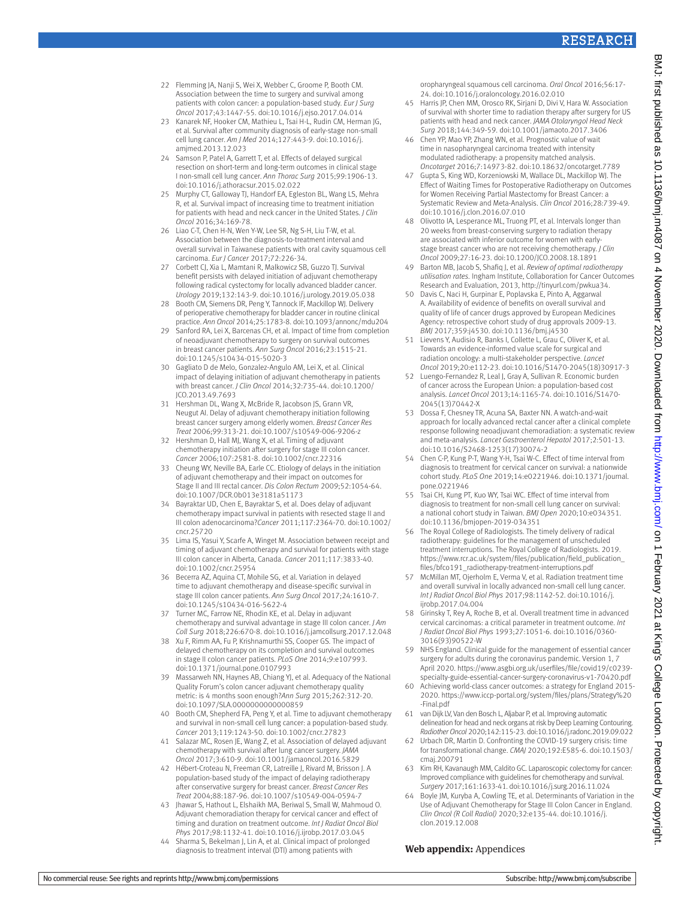22 Flemming JA, Nanji S, Wei X, Webber C, Groome P, Booth CM. Association between the time to surgery and survival among patients with colon cancer: a population-based study. *Eur J Surg Oncol* 2017;43:1447-55. doi:10.1016/j.ejso.2017.04.014

23 Kanarek NF, Hooker CM, Mathieu L, Tsai H-L, Rudin CM, Herman JG, et al. Survival after community diagnosis of early-stage non-small cell lung cancer. *Am J Med* 2014;127:443-9. doi:10.1016/j.amjmed.2013.12.023

24 Samson P, Patel A, Garrett T, et al. Effects of delayed surgical resection on short-term and long-term outcomes in clinical stage I non-small cell lung cancer. *Ann Thorac Surg* 2015;99:1906-13. doi:10.1016/j.athoracsur.2015.02.022

25 Murphy CT, Galloway TJ, Handorf EA, Egleston BL, Wang LS, Mehra R, et al. Survival impact of increasing time to treatment initiation for patients with head and neck cancer in the United States. *J Clin Oncol* 2016;34:169-78.

26 Liao C-T, Chen H-N, Wen Y-W, Lee SR, Ng S-H, Liu T-W, et al. Association between the diagnosis-to-treatment interval and overall survival in Taiwanese patients with oral cavity squamous cell carcinoma. *Eur J Cancer* 2017;72:226-34.

27 Corbett CJ, Xia L, Mamtani R, Malkowicz SB, Guzzo TJ. Survival benefit persists with delayed initiation of adjuvant chemotherapy following radical cystectomy for locally advanced bladder cancer. *Urology* 2019;132:143-9. doi:10.1016/j.urology.2019.05.038

28 Booth CM, Siemens DR, Peng Y, Tannock IF, Mackillop WJ. Delivery of perioperative chemotherapy for bladder cancer in routine clinical practice. *Ann Oncol* 2014;25:1783-8. doi:10.1093/annonc/mdu204

29 Sanford RA, Lei X, Barcenas CH, et al. Impact of time from completion of neoadjuvant chemotherapy to surgery on survival outcomes in breast cancer patients. *Ann Surg Oncol* 2016;23:1515-21. doi:10.1245/s10434-015-5020-3

30 Gagliato D de Melo, Gonzalez-Angulo AM, Lei X, et al. Clinical impact of delaying initiation of adjuvant chemotherapy in patients with breast cancer. *J Clin Oncol* 2014;32:735-44. doi:10.1200/JCO.2013.49.7693

31 Hershman DL, Wang X, McBride R, Jacobson JS, Grann VR, Neugut AI. Delay of adjuvant chemotherapy initiation following breast cancer surgery among elderly women. *Breast Cancer Res Treat* 2006;99:313-21. doi:10.1007/s10549-006-9206-z

32 Hershman D, Hall MJ, Wang X, et al. Timing of adjuvant chemotherapy initiation after surgery for stage III colon cancer. *Cancer* 2006;107:2581-8. doi:10.1002/cncr.22316

33 Cheung WY, Neville BA, Earle CC. Etiology of delays in the initiation of adjuvant chemotherapy and their impact on outcomes for Stage II and III rectal cancer. *Dis Colon Rectum* 2009;52:1054-64. doi:10.1007/DCR.0b013e3181a51173

34 Bayraktar UD, Chen E, Bayraktar S, et al. Does delay of adjuvant chemotherapy impact survival in patients with resected stage II and III colon adenocarcinoma?*Cancer* 2011;117:2364-70. doi:10.1002/cncr.25720

35 Lima IS, Yasui Y, Scarfe A, Winget M. Association between receipt and timing of adjuvant chemotherapy and survival for patients with stage III colon cancer in Alberta, Canada. *Cancer* 2011;117:3833-40. doi:10.1002/cncr.25954

36 Becerra AZ, Aquina CT, Mohile SG, et al. Variation in delayed time to adjuvant chemotherapy and disease-specific survival in stage III colon cancer patients. *Ann Surg Oncol* 2017;24:1610-7. doi:10.1245/s10434-016-5622-4

37 Turner MC, Farrow NE, Rhodin KE, et al. Delay in adjuvant chemotherapy and survival advantage in stage III colon cancer. *J Am Coll Surg* 2018;226:670-8. doi:10.1016/j.jamcollsurg.2017.12.048

38 Xu F, Rimm AA, Fu P, Krishnamurthi SS, Cooper GS. The impact of delayed chemotherapy on its completion and survival outcomes in stage II colon cancer patients. *PLoS One* 2014;9:e107993. doi:10.1371/journal.pone.0107993

39 Massarweh NN, Haynes AB, Chiang YJ, et al. Adequacy of the National Quality Forum's colon cancer adjuvant chemotherapy quality metric: is 4 months soon enough?*Ann Surg* 2015;262:312-20. doi:10.1097/SLA.0000000000000859

40 Booth CM, Shepherd FA, Peng Y, et al. Time to adjuvant chemotherapy and survival in non-small cell lung cancer: a population-based study. *Cancer* 2013;119:1243-50. doi:10.1002/cncr.27823

41 Salazar MC, Rosen JE, Wang Z, et al. Association of delayed adjuvant chemotherapy with survival after lung cancer surgery. *JAMA Oncol* 2017;3:610-9. doi:10.1001/jamaoncol.2016.5829

42 Hébert-Croteau N, Freeman CR, Latreille J, Rivard M, Brisson J. A population-based study of the impact of delaying radiotherapy after conservative surgery for breast cancer. *Breast Cancer Res Treat* 2004;88:187-96. doi:10.1007/s10549-004-0594-7

43 Jhawar S, Hathout L, Elshaikh MA, Beriwal S, Small W, Mahmoud O. Adjuvant chemoradiation therapy for cervical cancer and effect of timing and duration on treatment outcome. *Int J Radiat Oncol Biol Phys* 2017;98:1132-41. doi:10.1016/j.ijrobp.2017.03.045

44 Sharma S, Bekelman J, Lin A, et al. Clinical impact of prolonged diagnosis to treatment interval (DTI) among patients with oropharyngeal squamous cell carcinoma. *Oral Oncol* 2016;56:17-24. doi:10.1016/j.oraloncology.2016.02.010

45 Harris JP, Chen MM, Orosco RK, Sirjani D, Divi V, Hara W. Association of survival with shorter time to radiation therapy after surgery for US patients with head and neck cancer. *JAMA Otolaryngol Head Neck Surg* 2018;144:349-59. doi:10.1001/jamaoto.2017.3406

46 Chen YP, Mao YP, Zhang WN, et al. Prognostic value of wait time in nasopharyngeal carcinoma treated with intensity modulated radiotherapy: a propensity matched analysis. *Oncotarget* 2016;7:14973-82. doi:10.18632/oncotarget.7789

47 Gupta S, King WD, Korzeniowski M, Wallace DL, Mackillop WJ. The Effect of Waiting Times for Postoperative Radiotherapy on Outcomes for Women Receiving Partial Mastectomy for Breast Cancer: a Systematic Review and Meta-Analysis. *Clin Oncol* 2016;28:739-49. doi:10.1016/j.clon.2016.07.010

48 Olivotto IA, Lesperance ML, Truong PT, et al. Intervals longer than 20 weeks from breast-conserving surgery to radiation therapy are associated with inferior outcome for women with early-stage breast cancer who are not receiving chemotherapy. *J Clin Oncol* 2009;27:16-23. doi:10.1200/JCO.2008.18.1891

49 Barton MB, Jacob S, Shafiq J, et al. *Review of optimal radiotherapy utilisation rates*. Ingham Institute, Collaboration for Cancer Outcomes Research and Evaluation, 2013, http://tinyurl.com/pwkua34.

50 Davis C, Naci H, Gurpinar E, Poplavska E, Pinto A, Aggarwal A. Availability of evidence of benefits on overall survival and quality of life of cancer drugs approved by European Medicines Agency: retrospective cohort study of drug approvals 2009-13. *BMJ* 2017;359:j4530. doi:10.1136/bmj.j4530

51 Lievens Y, Audisio R, Banks I, Collette L, Grau C, Oliver K, et al. Towards an evidence-informed value scale for surgical and radiation oncology: a multi-stakeholder perspective. *Lancet Oncol* 2019;20:e112-23. doi:10.1016/S1470-2045(18)30917-3

52 Luengo-Fernandez R, Leal J, Gray A, Sullivan R. Economic burden of cancer across the European Union: a population-based cost analysis. *Lancet Oncol* 2013;14:1165-74. doi:10.1016/S1470-2045(13)70442-X

53 Dossa F, Chesney TR, Acuna SA, Baxter NN. A watch-and-wait approach for locally advanced rectal cancer after a clinical complete response following neoadjuvant chemoradiation: a systematic review and meta-analysis. *Lancet Gastroenterol Hepatol* 2017;2:501-13. doi:10.1016/S2468-1253(17)30074-2

54 Chen C-P, Kung P-T, Wang Y-H, Tsai W-C. Effect of time interval from diagnosis to treatment for cervical cancer on survival: a nationwide cohort study. *PLoS One* 2019;14:e0221946. doi:10.1371/journal.pone.0221946

55 Tsai CH, Kung PT, Kuo WY, Tsai WC. Effect of time interval from diagnosis to treatment for non-small cell lung cancer on survival: a national cohort study in Taiwan. *BMJ Open* 2020;10:e034351. doi:10.1136/bmjopen-2019-034351

56 The Royal College of Radiologists. The timely delivery of radical radiotherapy: guidelines for the management of unscheduled treatment interruptions. The Royal College of Radiologists. 2019. https://www.rcr.ac.uk/system/files/publication/field_publication_files/bfco191_radiotherapy-treatment-interruptions.pdf

57 McMillan MT, Ojerholm E, Verma V, et al. Radiation treatment time and overall survival in locally advanced non-small cell lung cancer. *Int J Radiat Oncol Biol Phys* 2017;98:1142-52. doi:10.1016/j.ijrobp.2017.04.004

58 Girinsky T, Rey A, Roche B, et al. Overall treatment time in advanced cervical carcinomas: a critical parameter in treatment outcome. *Int J Radiat Oncol Biol Phys* 1993;27:1051-6. doi:10.1016/0360-3016(93)90522-W

59 NHS England. Clinical guide for the management of essential cancer surgery for adults during the coronavirus pandemic. Version 1, 7 April 2020. https://www.asgbi.org.uk/userfiles/file/covid19/c0239-specialty-guide-essential-cancer-surgery-coronavirus-v1-70420.pdf

60 Achieving world-class cancer outcomes: a strategy for England 2015-2020. https://www.iccp-portal.org/system/files/plans/Strategy%20-Final.pdf

61 van Dijk LV, Van den Bosch L, Aljabar P, et al. Improving automatic delineation for head and neck organs at risk by Deep Learning Contouring. *Radiother Oncol* 2020;142:115-23. doi:10.1016/j.radonc.2019.09.022

62 Urbach DR, Martin D. Confronting the COVID-19 surgery crisis: time for transformational change. *CMAJ* 2020;192:E585-6. doi:10.1503/cmaj.200791

63 Kim RH, Kavanaugh MM, Caldito GC. Laparoscopic colectomy for cancer: Improved compliance with guidelines for chemotherapy and survival. *Surgery* 2017;161:1633-41. doi:10.1016/j.surg.2016.11.024

64 Boyle JM, Kuryba A, Cowling TE, et al. Determinants of Variation in the Use of Adjuvant Chemotherapy for Stage III Colon Cancer in England. *Clin Oncol (R Coll Radiol)* 2020;32:e135-44. doi:10.1016/j.clon.2019.12.008

**Web appendix:** Appendices